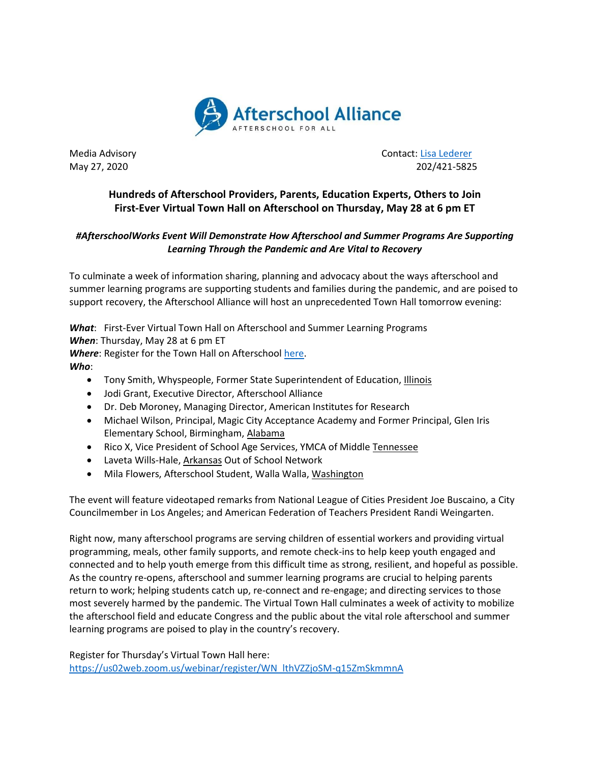Afterschool Alliance
AFTERSCHOOL FOR ALL

Media Advisory
May 27, 2020

Contact: [Lisa Lederer](Lisa Lederer)
202/421-5825

## Hundreds of Afterschool Providers, Parents, Education Experts, Others to Join First-Ever Virtual Town Hall on Afterschool on Thursday, May 28 at 6 pm ET

### *#AfterschoolWorks Event Will Demonstrate How Afterschool and Summer Programs Are Supporting Learning Through the Pandemic and Are Vital to Recovery*

To culminate a week of information sharing, planning and advocacy about the ways afterschool and summer learning programs are supporting students and families during the pandemic, and are poised to support recovery, the Afterschool Alliance will host an unprecedented Town Hall tomorrow evening:

***What***: First-Ever Virtual Town Hall on Afterschool and Summer Learning Programs
***When***: Thursday, May 28 at 6 pm ET
***Where***: Register for the Town Hall on Afterschool here.
***Who***:

- Tony Smith, Whyspeople, Former State Superintendent of Education, Illinois
- Jodi Grant, Executive Director, Afterschool Alliance
- Dr. Deb Moroney, Managing Director, American Institutes for Research
- Michael Wilson, Principal, Magic City Acceptance Academy and Former Principal, Glen Iris Elementary School, Birmingham, Alabama
- Rico X, Vice President of School Age Services, YMCA of Middle Tennessee
- Laveta Wills-Hale, Arkansas Out of School Network
- Mila Flowers, Afterschool Student, Walla Walla, Washington

The event will feature videotaped remarks from National League of Cities President Joe Buscaino, a City Councilmember in Los Angeles; and American Federation of Teachers President Randi Weingarten.

Right now, many afterschool programs are serving children of essential workers and providing virtual programming, meals, other family supports, and remote check-ins to help keep youth engaged and connected and to help youth emerge from this difficult time as strong, resilient, and hopeful as possible. As the country re-opens, afterschool and summer learning programs are crucial to helping parents return to work; helping students catch up, re-connect and re-engage; and directing services to those most severely harmed by the pandemic. The Virtual Town Hall culminates a week of activity to mobilize the afterschool field and educate Congress and the public about the vital role afterschool and summer learning programs are poised to play in the country's recovery.

Register for Thursday's Virtual Town Hall here:
https://us02web.zoom.us/webinar/register/WN_lthVZZjoSM-q15ZmSkmmnA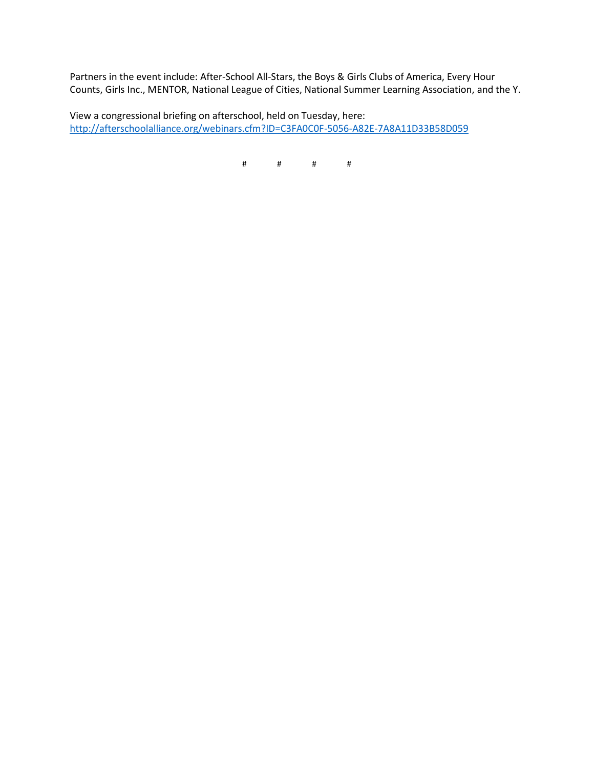Partners in the event include: After-School All-Stars, the Boys & Girls Clubs of America, Every Hour Counts, Girls Inc., MENTOR, National League of Cities, National Summer Learning Association, and the Y.

View a congressional briefing on afterschool, held on Tuesday, here: [http://afterschoolalliance.org/webinars.cfm?ID=C3FA0C0F-5056-A82E-7A8A11D33B58D059](http://afterschoolalliance.org/webinars.cfm?ID=C3FA0C0F-5056-A82E-7A8A11D33B58D059)

# # # #